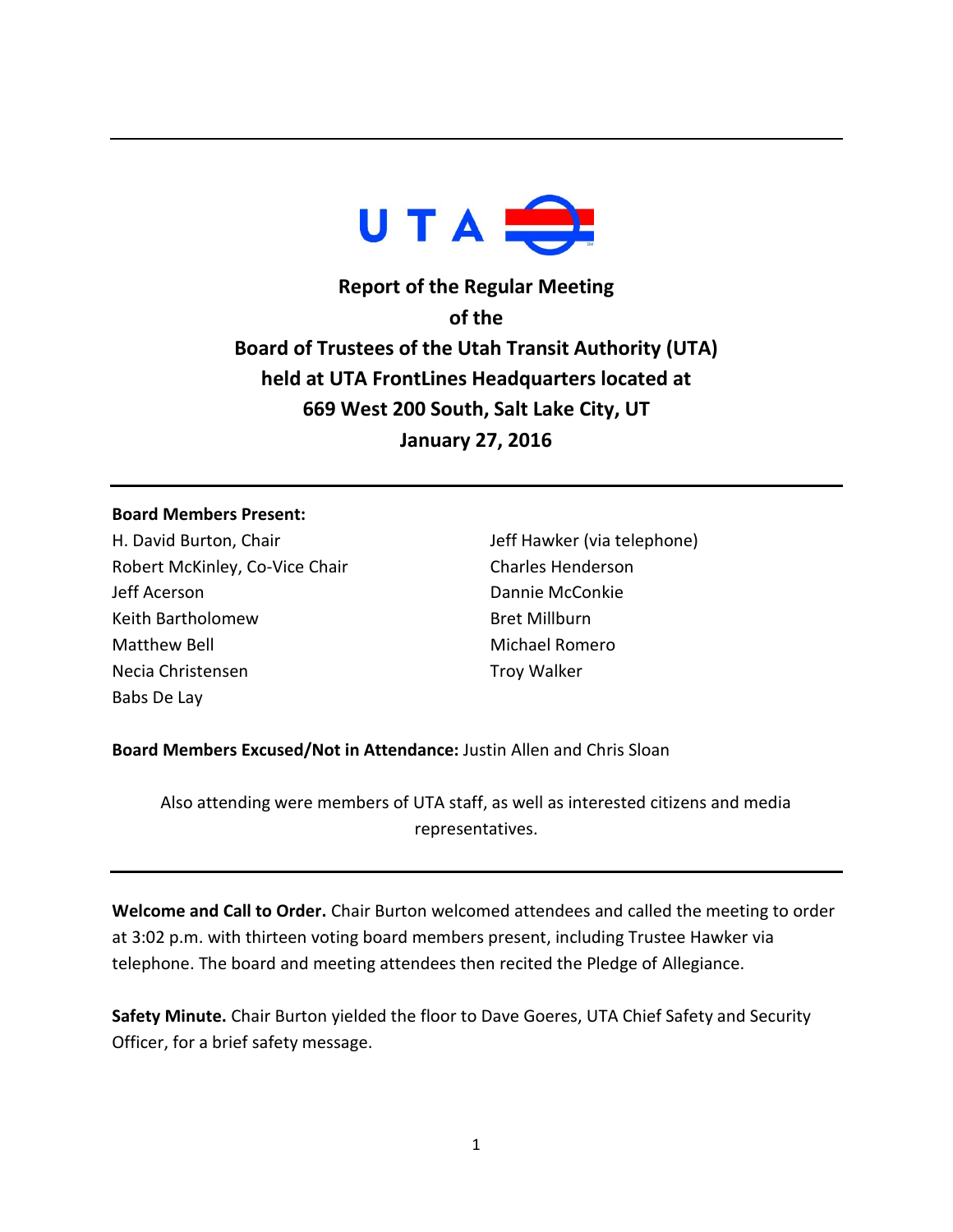# Report of the Regular Meeting of the Board of Trustees of the Utah Transit Authority (UTA) held at UTA FrontLines Headquarters located at 669 West 200 South, Salt Lake City, UT January 27, 2016

---

**Board Members Present:**

H. David Burton, Chair
Robert McKinley, Co-Vice Chair
Jeff Acerson
Keith Bartholomew
Matthew Bell
Necia Christensen
Babs De Lay
Jeff Hawker (via telephone)
Charles Henderson
Dannie McConkie
Bret Millburn
Michael Romero
Troy Walker

**Board Members Excused/Not in Attendance:** Justin Allen and Chris Sloan

Also attending were members of UTA staff, as well as interested citizens and media representatives.

---

**Welcome and Call to Order.** Chair Burton welcomed attendees and called the meeting to order at 3:02 p.m. with thirteen voting board members present, including Trustee Hawker via telephone. The board and meeting attendees then recited the Pledge of Allegiance.

**Safety Minute.** Chair Burton yielded the floor to Dave Goeres, UTA Chief Safety and Security Officer, for a brief safety message.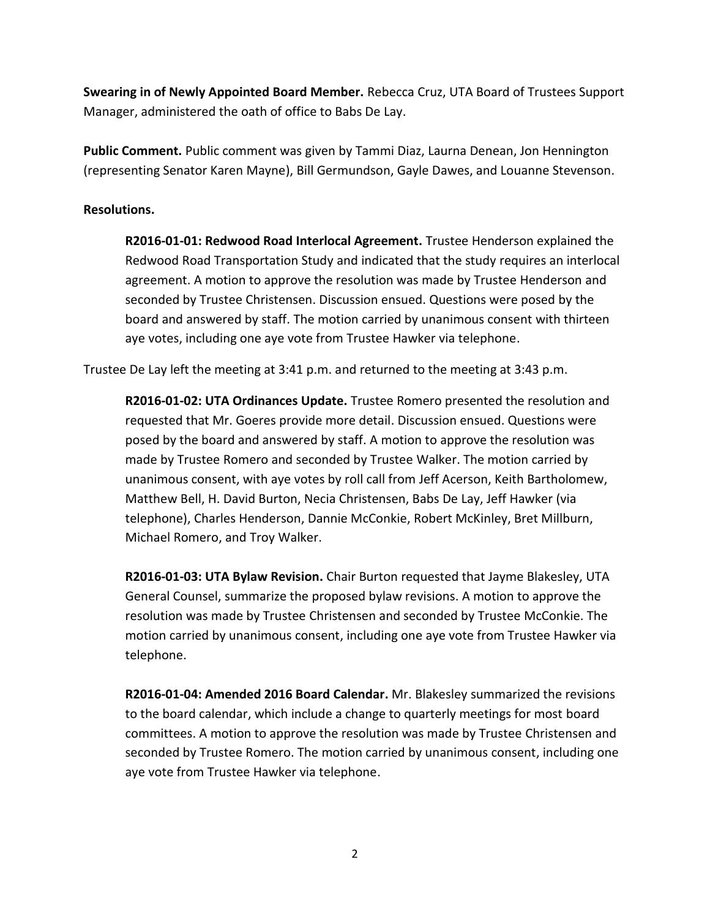**Swearing in of Newly Appointed Board Member.** Rebecca Cruz, UTA Board of Trustees Support Manager, administered the oath of office to Babs De Lay.

**Public Comment.** Public comment was given by Tammi Diaz, Laurna Denean, Jon Hennington (representing Senator Karen Mayne), Bill Germundson, Gayle Dawes, and Louanne Stevenson.

**Resolutions.**

> **R2016-01-01: Redwood Road Interlocal Agreement.** Trustee Henderson explained the Redwood Road Transportation Study and indicated that the study requires an interlocal agreement. A motion to approve the resolution was made by Trustee Henderson and seconded by Trustee Christensen. Discussion ensued. Questions were posed by the board and answered by staff. The motion carried by unanimous consent with thirteen aye votes, including one aye vote from Trustee Hawker via telephone.

Trustee De Lay left the meeting at 3:41 p.m. and returned to the meeting at 3:43 p.m.

> **R2016-01-02: UTA Ordinances Update.** Trustee Romero presented the resolution and requested that Mr. Goeres provide more detail. Discussion ensued. Questions were posed by the board and answered by staff. A motion to approve the resolution was made by Trustee Romero and seconded by Trustee Walker. The motion carried by unanimous consent, with aye votes by roll call from Jeff Acerson, Keith Bartholomew, Matthew Bell, H. David Burton, Necia Christensen, Babs De Lay, Jeff Hawker (via telephone), Charles Henderson, Dannie McConkie, Robert McKinley, Bret Millburn, Michael Romero, and Troy Walker.
>
> **R2016-01-03: UTA Bylaw Revision.** Chair Burton requested that Jayme Blakesley, UTA General Counsel, summarize the proposed bylaw revisions. A motion to approve the resolution was made by Trustee Christensen and seconded by Trustee McConkie. The motion carried by unanimous consent, including one aye vote from Trustee Hawker via telephone.
>
> **R2016-01-04: Amended 2016 Board Calendar.** Mr. Blakesley summarized the revisions to the board calendar, which include a change to quarterly meetings for most board committees. A motion to approve the resolution was made by Trustee Christensen and seconded by Trustee Romero. The motion carried by unanimous consent, including one aye vote from Trustee Hawker via telephone.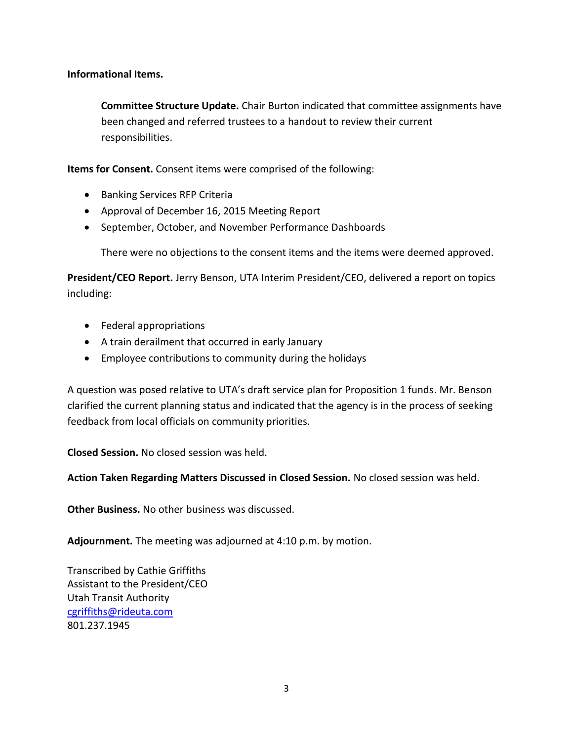**Informational Items.**

**Committee Structure Update.** Chair Burton indicated that committee assignments have been changed and referred trustees to a handout to review their current responsibilities.

**Items for Consent.** Consent items were comprised of the following:

- Banking Services RFP Criteria
- Approval of December 16, 2015 Meeting Report
- September, October, and November Performance Dashboards

There were no objections to the consent items and the items were deemed approved.

**President/CEO Report.** Jerry Benson, UTA Interim President/CEO, delivered a report on topics including:

- Federal appropriations
- A train derailment that occurred in early January
- Employee contributions to community during the holidays

A question was posed relative to UTA's draft service plan for Proposition 1 funds. Mr. Benson clarified the current planning status and indicated that the agency is in the process of seeking feedback from local officials on community priorities.

**Closed Session.** No closed session was held.

**Action Taken Regarding Matters Discussed in Closed Session.** No closed session was held.

**Other Business.** No other business was discussed.

**Adjournment.** The meeting was adjourned at 4:10 p.m. by motion.

Transcribed by Cathie Griffiths
Assistant to the President/CEO
Utah Transit Authority
cgriffiths@rideuta.com
801.237.1945